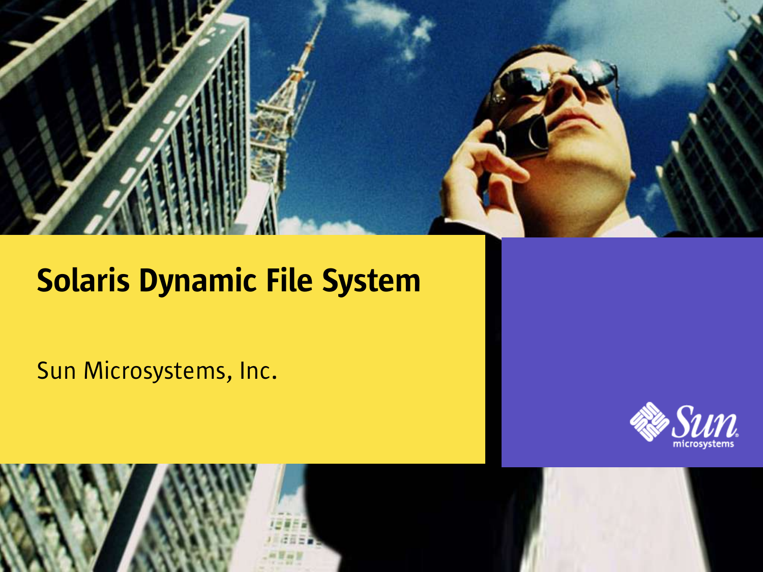# Solaris Dynamic File System

Sun Microsystems, Inc.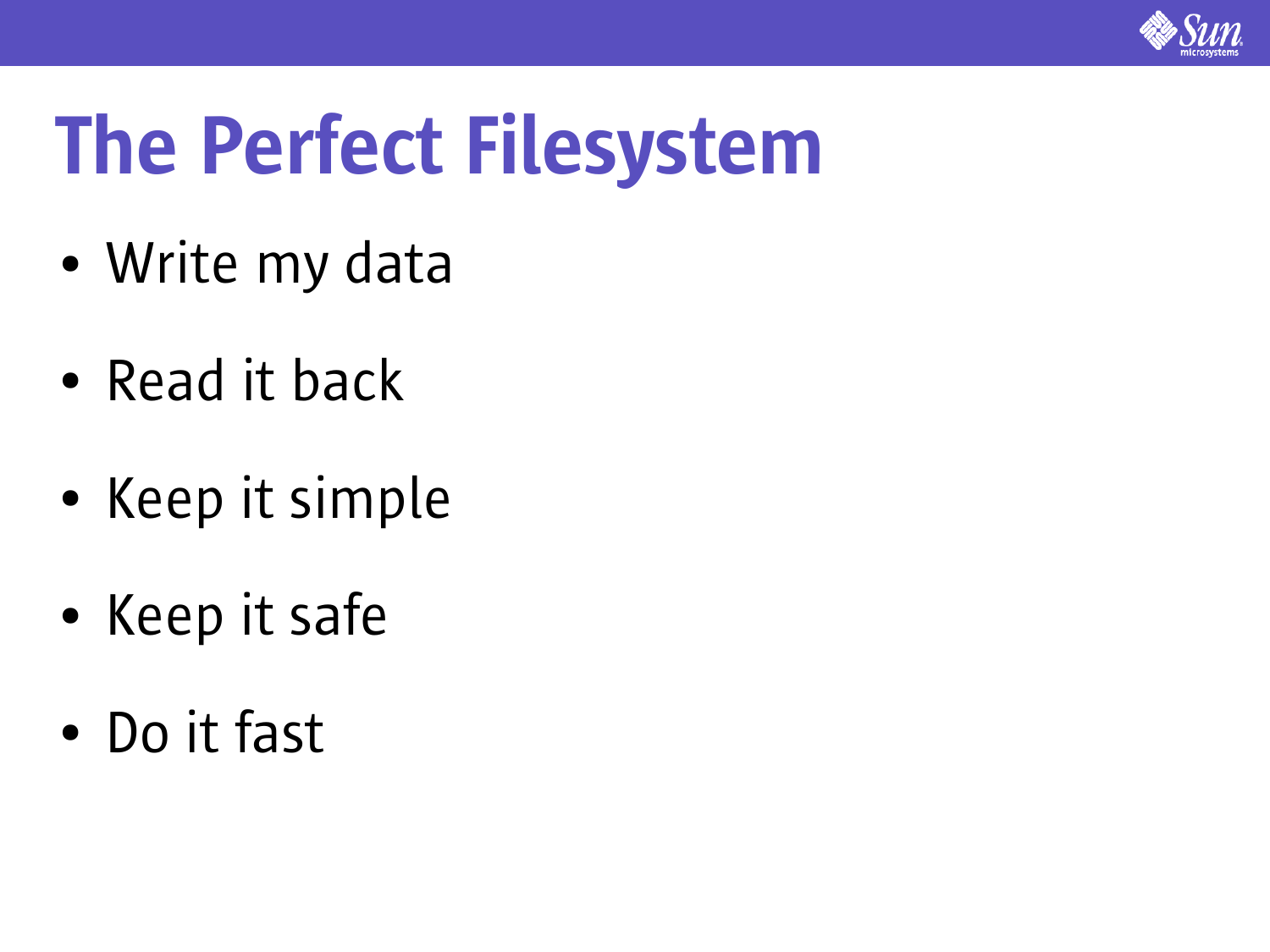# The Perfect Filesystem

- Write my data
- Read it back
- Keep it simple
- Keep it safe
- Do it fast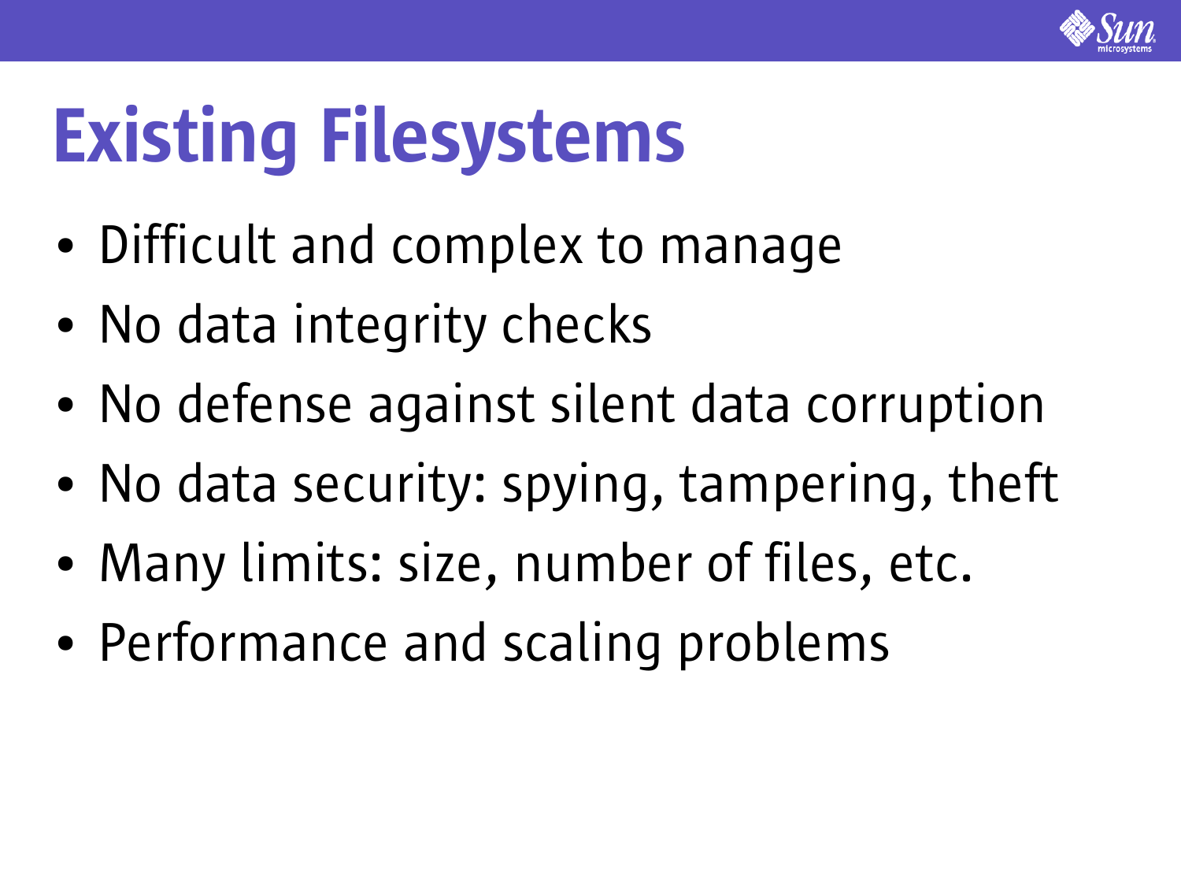# Existing Filesystems

- Difficult and complex to manage
- No data integrity checks
- No defense against silent data corruption
- No data security: spying, tampering, theft
- Many limits: size, number of files, etc.
- Performance and scaling problems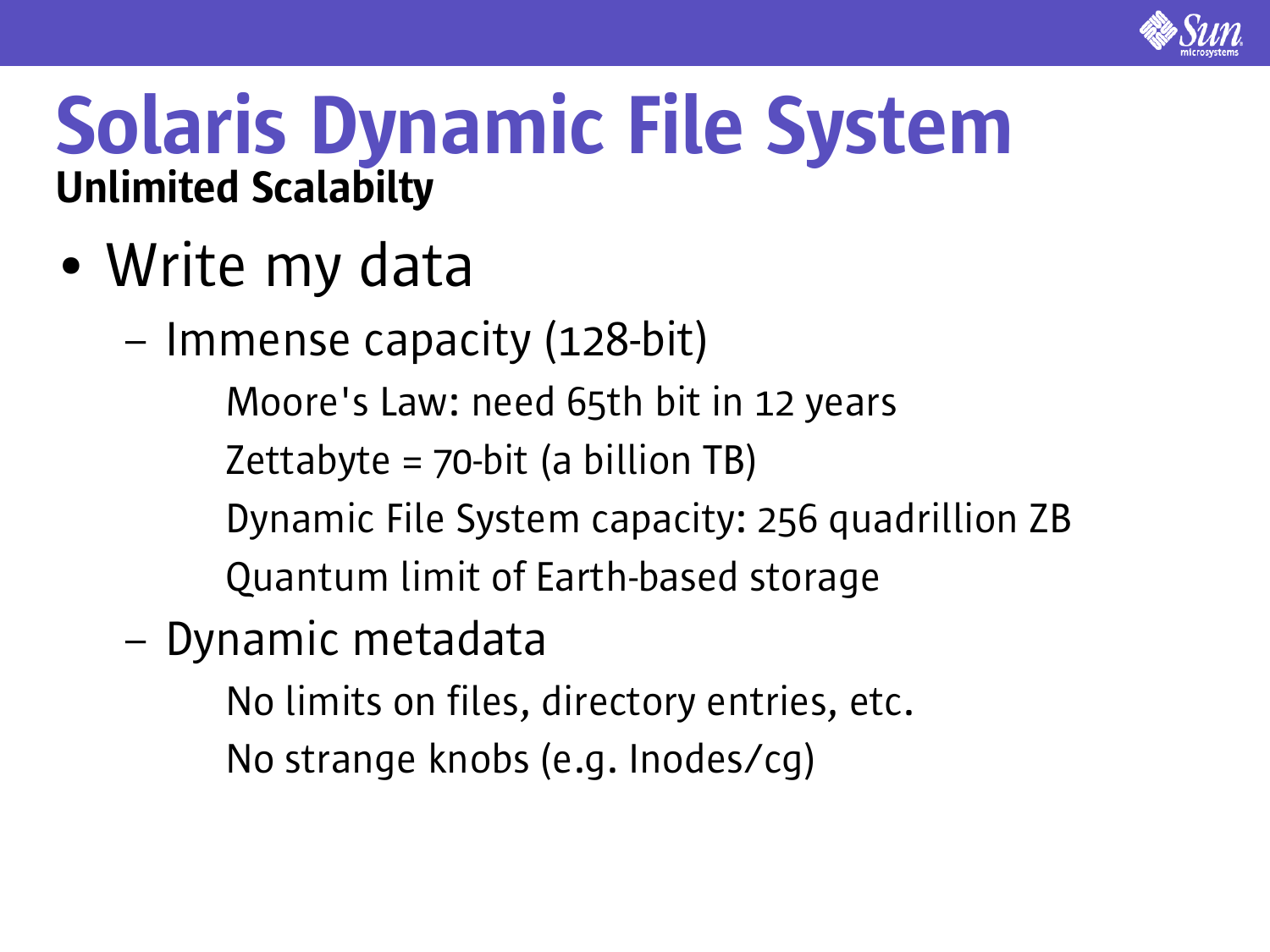# Solaris Dynamic File System

## Unlimited Scalabilty

- Write my data
  - Immense capacity (128-bit)
    - Moore's Law: need 65th bit in 12 years
    - Zettabyte = 70-bit (a billion TB)
    - Dynamic File System capacity: 256 quadrillion ZB
    - Quantum limit of Earth-based storage
  - Dynamic metadata
    - No limits on files, directory entries, etc.
    - No strange knobs (e.g. Inodes/cg)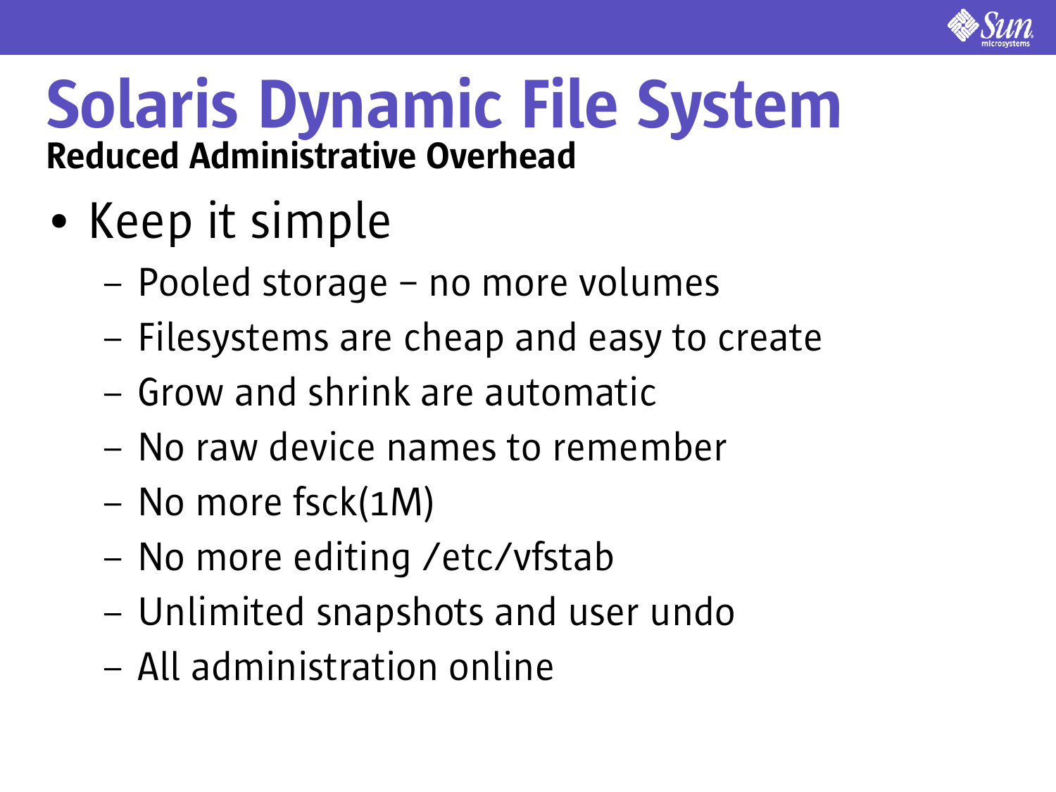# Solaris Dynamic File System

**Reduced Administrative Overhead**

- Keep it simple
  - Pooled storage – no more volumes
  - Filesystems are cheap and easy to create
  - Grow and shrink are automatic
  - No raw device names to remember
  - No more fsck(1M)
  - No more editing /etc/vfstab
  - Unlimited snapshots and user undo
  - All administration online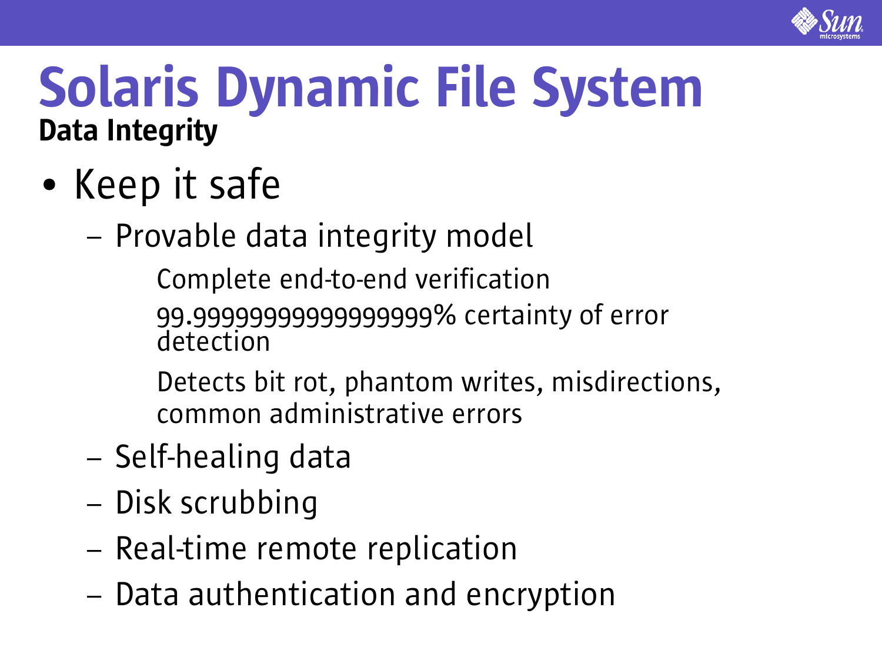# Solaris Dynamic File System

## Data Integrity

- Keep it safe
  - Provable data integrity model
    - Complete end-to-end verification
    - 99.9999999999999999% certainty of error detection
    - Detects bit rot, phantom writes, misdirections, common administrative errors
  - Self-healing data
  - Disk scrubbing
  - Real-time remote replication
  - Data authentication and encryption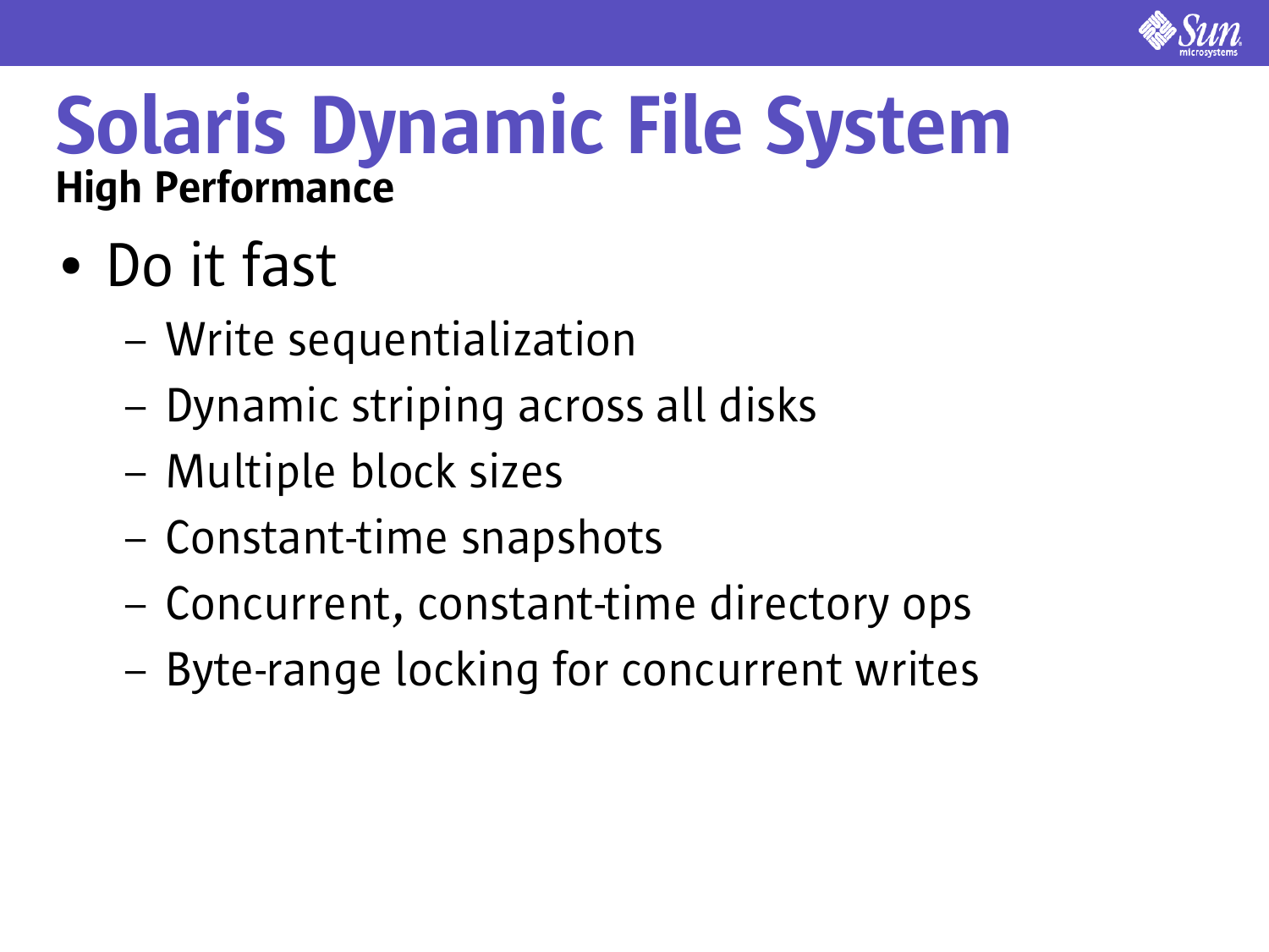# Solaris Dynamic File System

## High Performance

- Do it fast
  - Write sequentialization
  - Dynamic striping across all disks
  - Multiple block sizes
  - Constant-time snapshots
  - Concurrent, constant-time directory ops
  - Byte-range locking for concurrent writes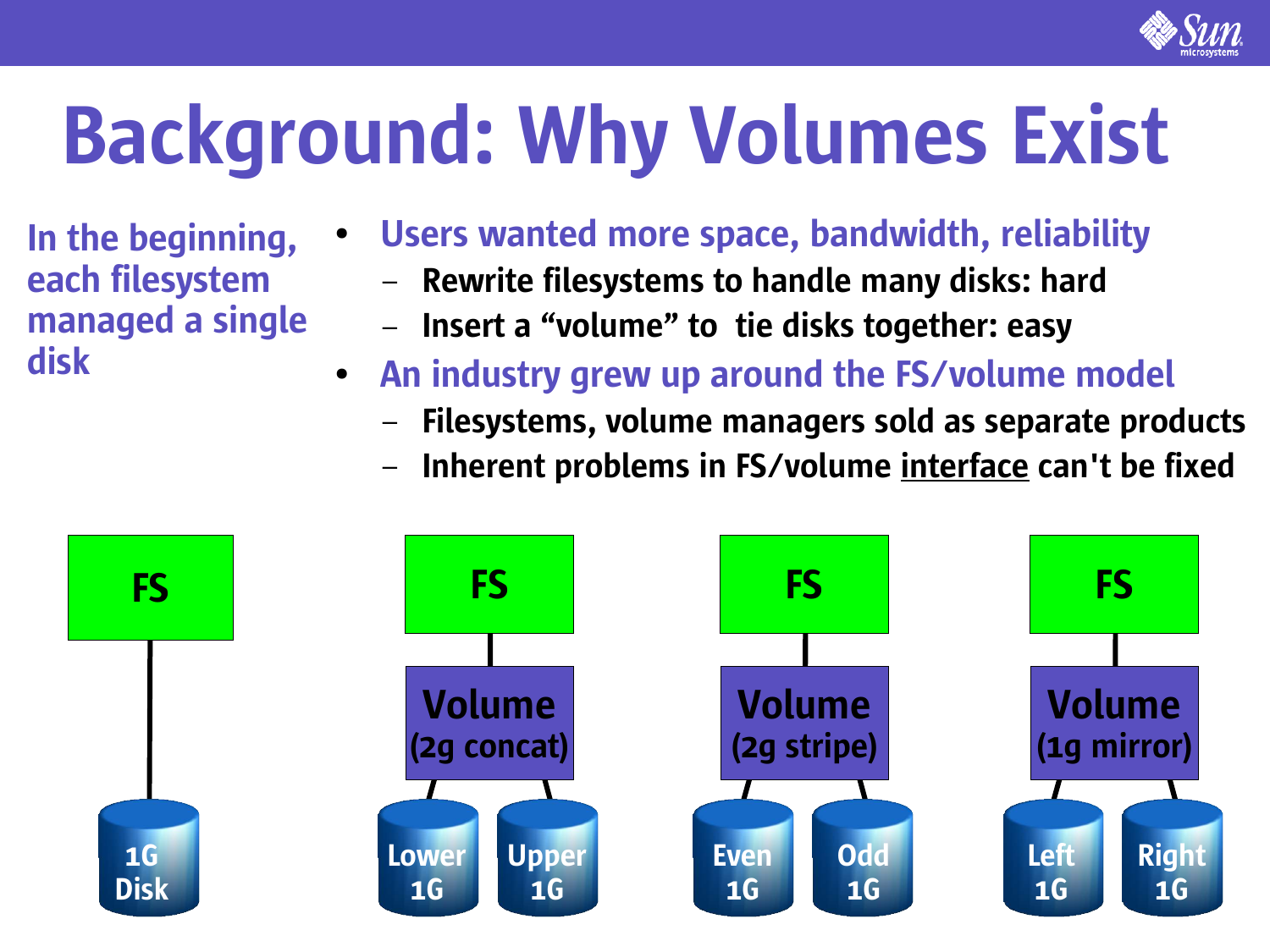# Background: Why Volumes Exist

In the beginning, each filesystem managed a single disk

- Users wanted more space, bandwidth, reliability
  - Rewrite filesystems to handle many disks: hard
  - Insert a “volume” to tie disks together: easy
- An industry grew up around the FS/volume model
  - Filesystems, volume managers sold as separate products
  - Inherent problems in FS/volume <u>interface</u> can't be fixed

FS — 1G Disk

FS — Volume (2g concat) — Lower 1G, Upper 1G

FS — Volume (2g stripe) — Even 1G, Odd 1G

FS — Volume (1g mirror) — Left 1G, Right 1G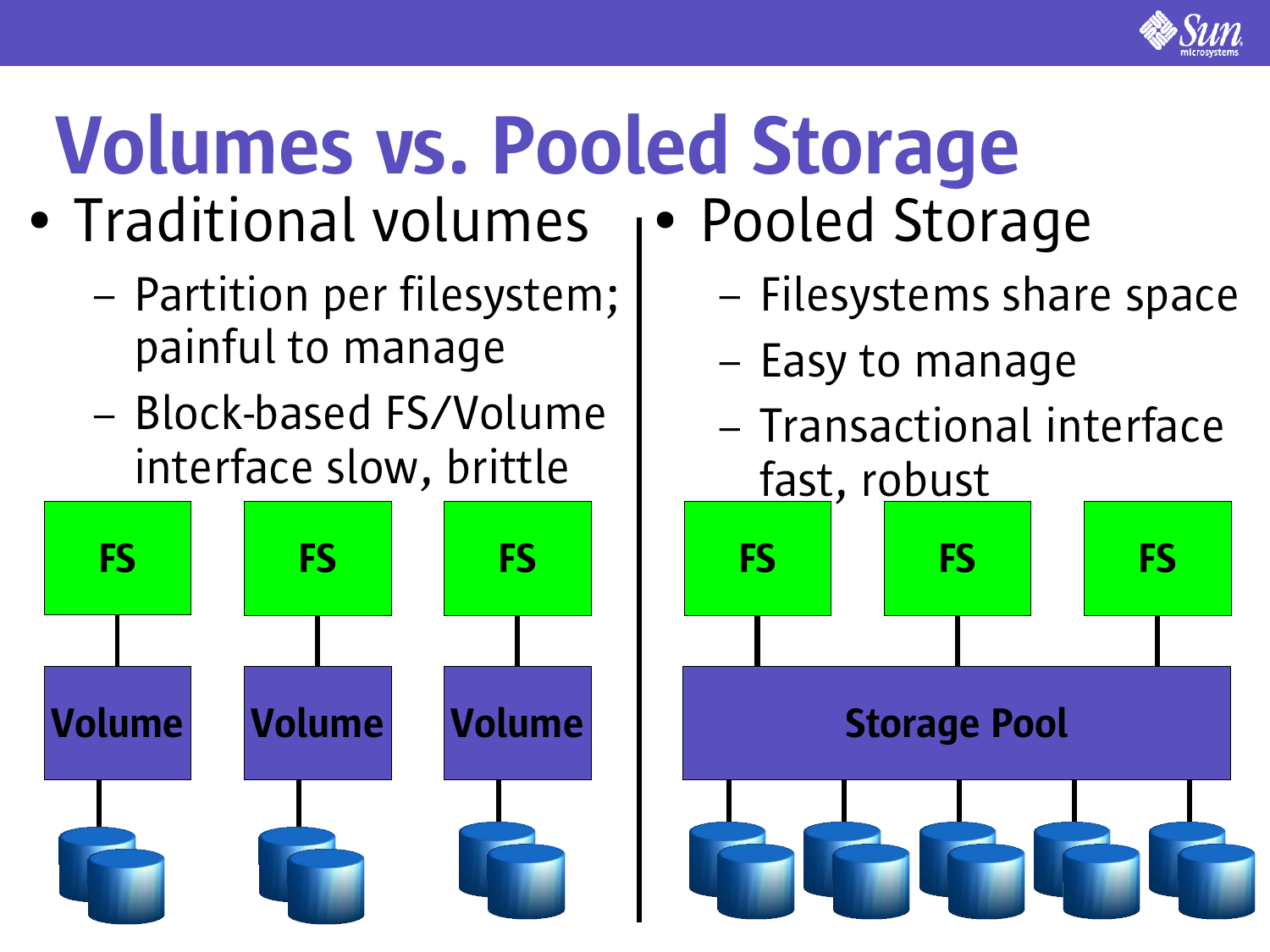# Volumes vs. Pooled Storage

- Traditional volumes
  - Partition per filesystem; painful to manage
  - Block-based FS/Volume interface slow, brittle

FS FS FS

Volume Volume Volume

- Pooled Storage
  - Filesystems share space
  - Easy to manage
  - Transactional interface fast, robust

FS FS FS

Storage Pool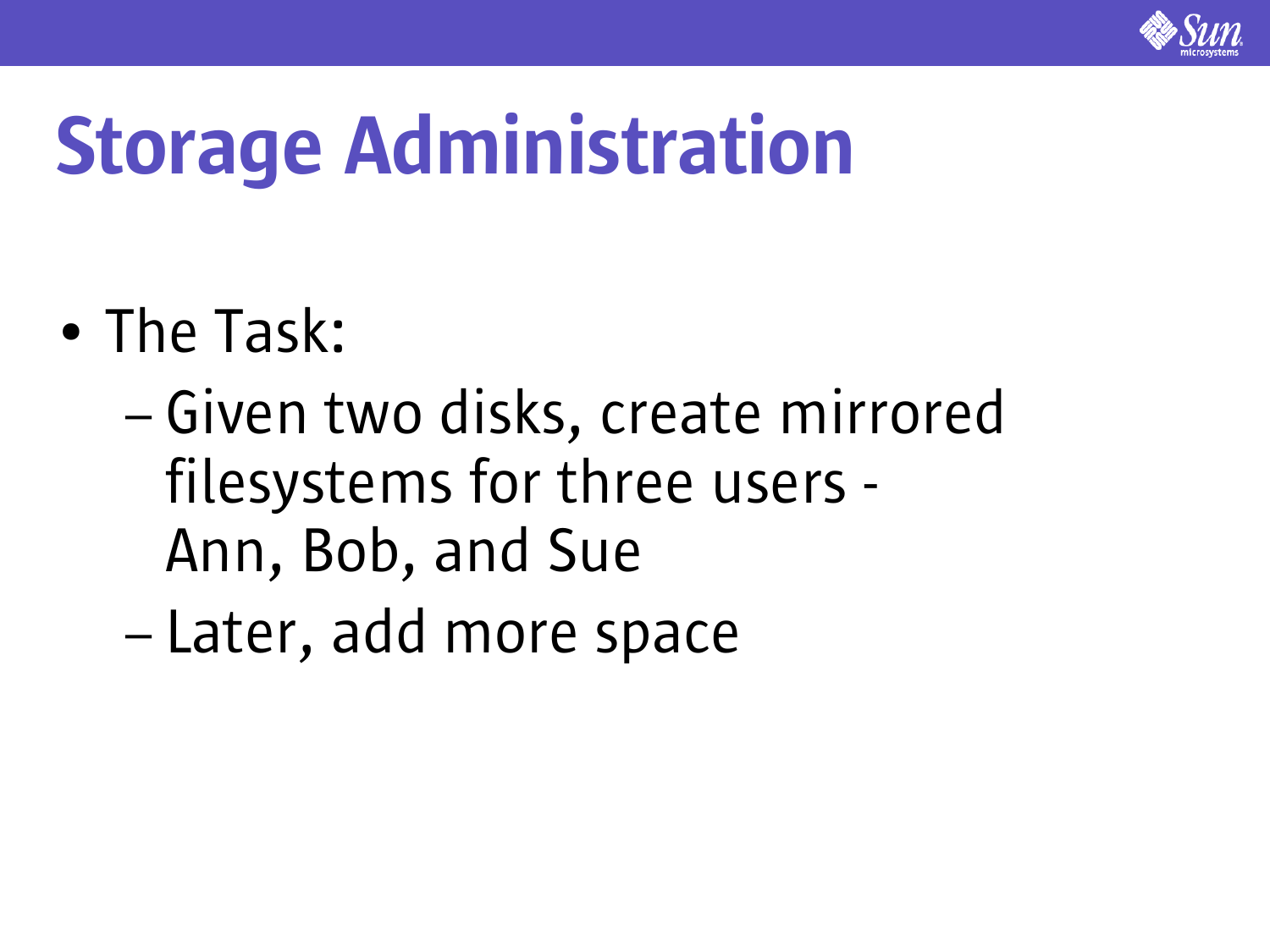# Storage Administration

- The Task:
  - Given two disks, create mirrored filesystems for three users - Ann, Bob, and Sue
  - Later, add more space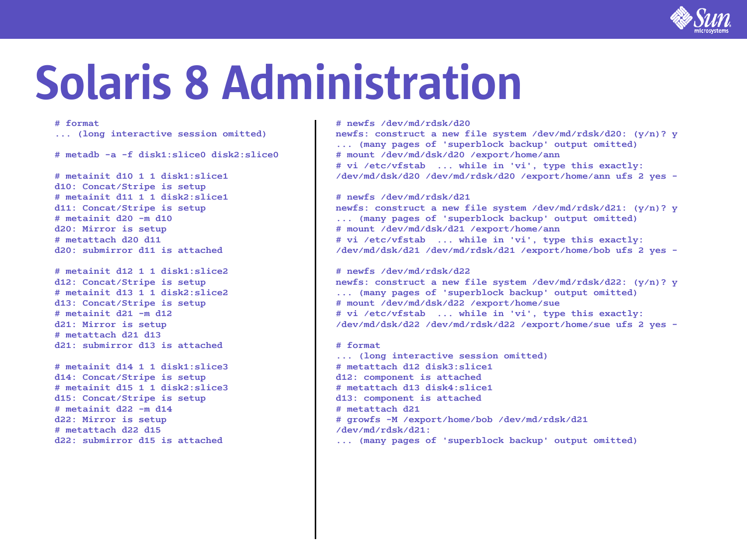# Solaris 8 Administration

```
# format
... (long interactive session omitted)

# metadb -a -f disk1:slice0 disk2:slice0

# metainit d10 1 1 disk1:slice1
d10: Concat/Stripe is setup
# metainit d11 1 1 disk2:slice1
d11: Concat/Stripe is setup
# metainit d20 -m d10
d20: Mirror is setup
# metattach d20 d11
d20: submirror d11 is attached

# metainit d12 1 1 disk1:slice2
d12: Concat/Stripe is setup
# metainit d13 1 1 disk2:slice2
d13: Concat/Stripe is setup
# metainit d21 -m d12
d21: Mirror is setup
# metattach d21 d13
d21: submirror d13 is attached

# metainit d14 1 1 disk1:slice3
d14: Concat/Stripe is setup
# metainit d15 1 1 disk2:slice3
d15: Concat/Stripe is setup
# metainit d22 -m d14
d22: Mirror is setup
# metattach d22 d15
d22: submirror d15 is attached
```

```
# newfs /dev/md/rdsk/d20
newfs: construct a new file system /dev/md/rdsk/d20: (y/n)? y
... (many pages of 'superblock backup' output omitted)
# mount /dev/md/dsk/d20 /export/home/ann
# vi /etc/vfstab  ... while in 'vi', type this exactly:
/dev/md/dsk/d20 /dev/md/rdsk/d20 /export/home/ann ufs 2 yes -

# newfs /dev/md/rdsk/d21
newfs: construct a new file system /dev/md/rdsk/d21: (y/n)? y
... (many pages of 'superblock backup' output omitted)
# mount /dev/md/dsk/d21 /export/home/ann
# vi /etc/vfstab  ... while in 'vi', type this exactly:
/dev/md/dsk/d21 /dev/md/rdsk/d21 /export/home/bob ufs 2 yes -

# newfs /dev/md/rdsk/d22
newfs: construct a new file system /dev/md/rdsk/d22: (y/n)? y
... (many pages of 'superblock backup' output omitted)
# mount /dev/md/dsk/d22 /export/home/sue
# vi /etc/vfstab  ... while in 'vi', type this exactly:
/dev/md/dsk/d22 /dev/md/rdsk/d22 /export/home/sue ufs 2 yes -

# format
... (long interactive session omitted)
# metattach d12 disk3:slice1
d12: component is attached
# metattach d13 disk4:slice1
d13: component is attached
# metattach d21
# growfs -M /export/home/bob /dev/md/rdsk/d21
/dev/md/rdsk/d21:
... (many pages of 'superblock backup' output omitted)
```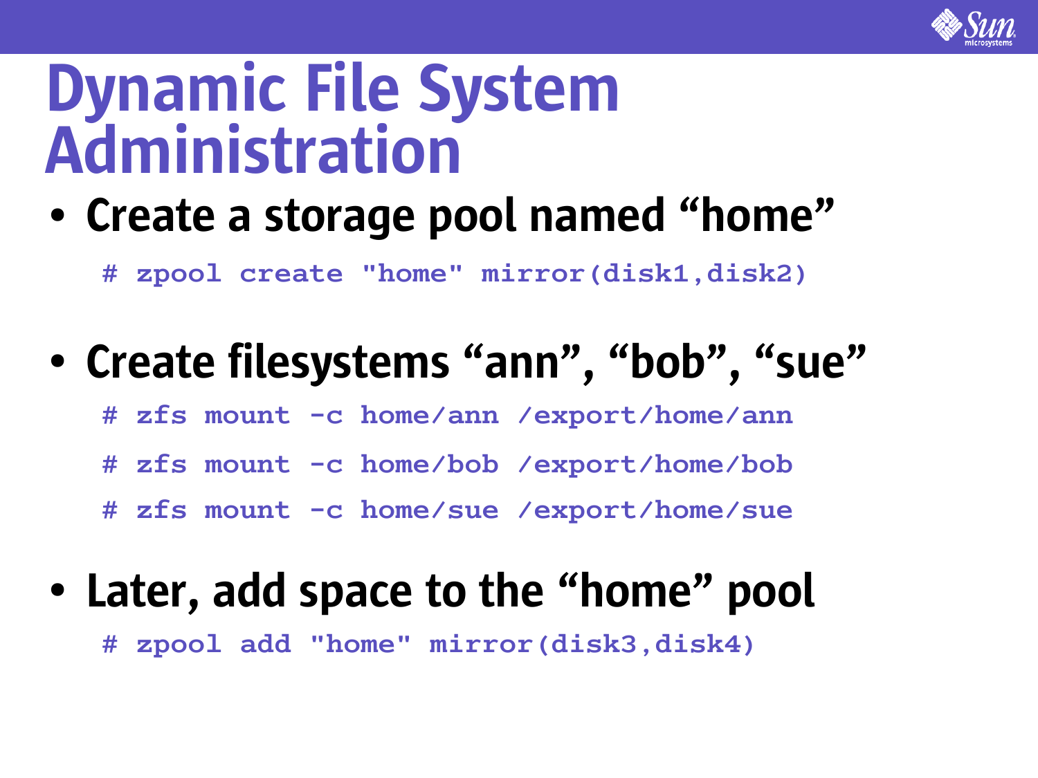# Dynamic File System Administration

- **Create a storage pool named "home"**

```
# zpool create "home" mirror(disk1,disk2)
```

- **Create filesystems "ann", "bob", "sue"**

```
# zfs mount -c home/ann /export/home/ann
# zfs mount -c home/bob /export/home/bob
# zfs mount -c home/sue /export/home/sue
```

- **Later, add space to the "home" pool**

```
# zpool add "home" mirror(disk3,disk4)
```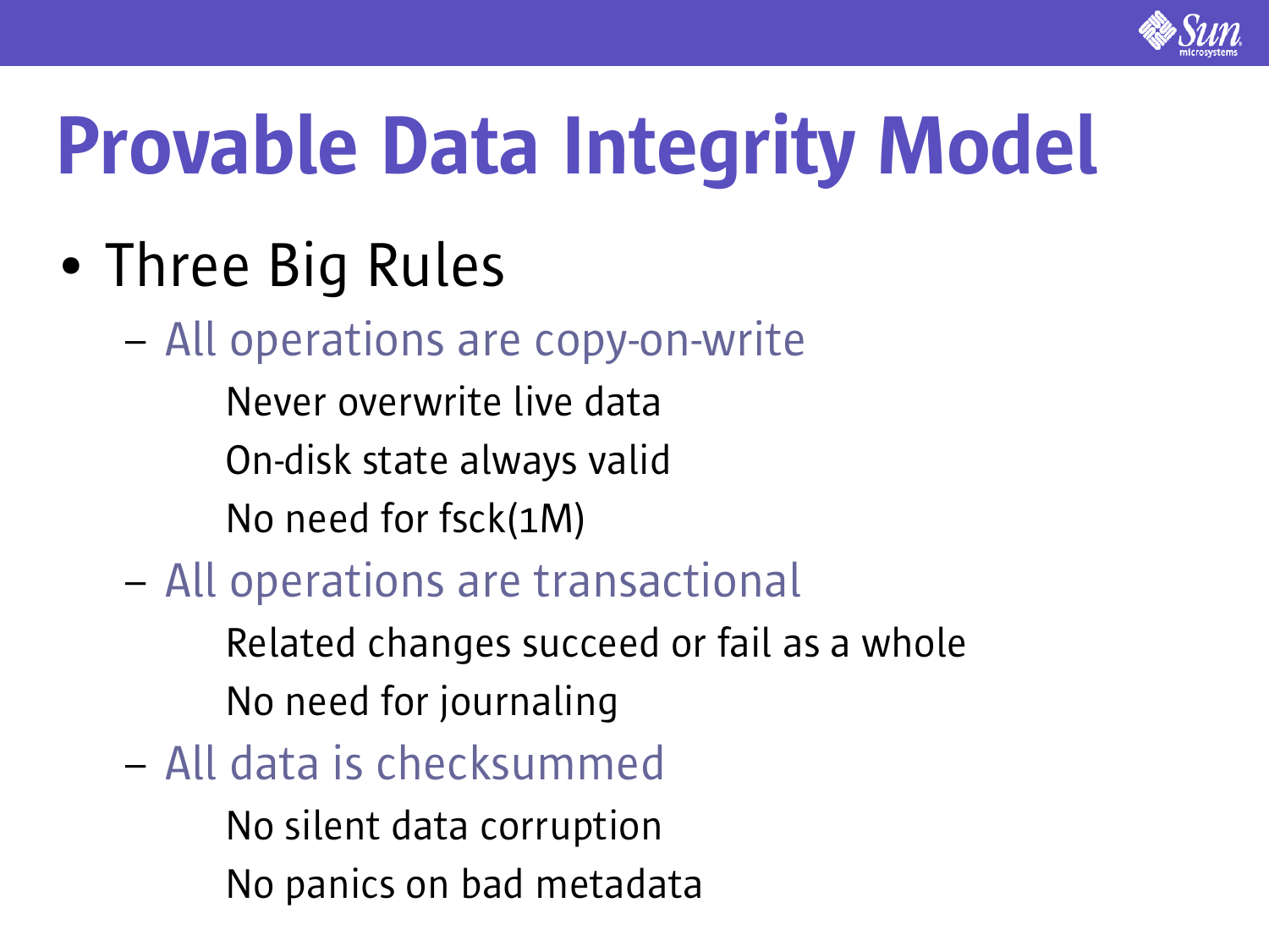# Provable Data Integrity Model

- Three Big Rules
  - All operations are copy-on-write
    - Never overwrite live data
    - On-disk state always valid
    - No need for fsck(1M)
  - All operations are transactional
    - Related changes succeed or fail as a whole
    - No need for journaling
  - All data is checksummed
    - No silent data corruption
    - No panics on bad metadata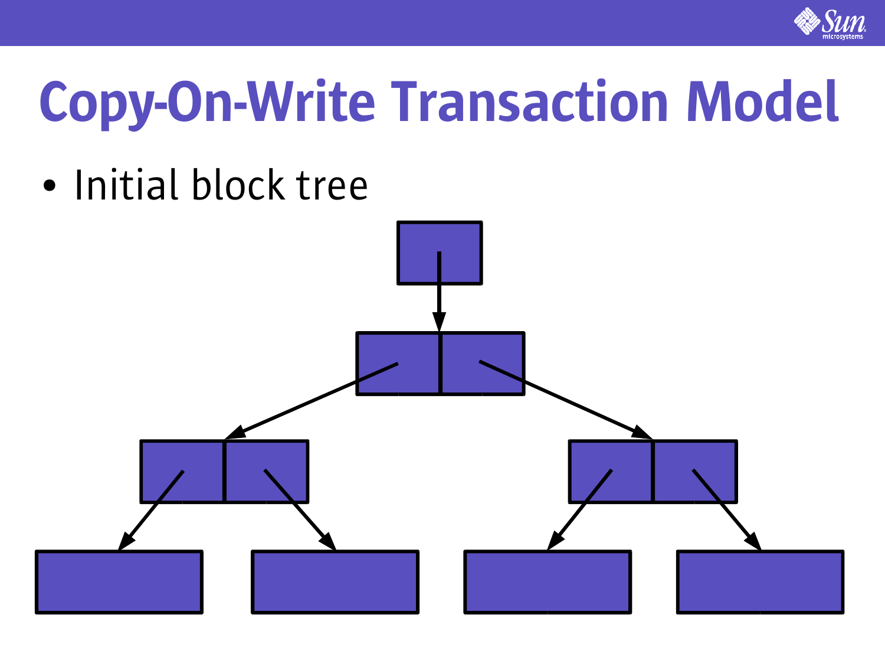# Copy-On-Write Transaction Model

- Initial block tree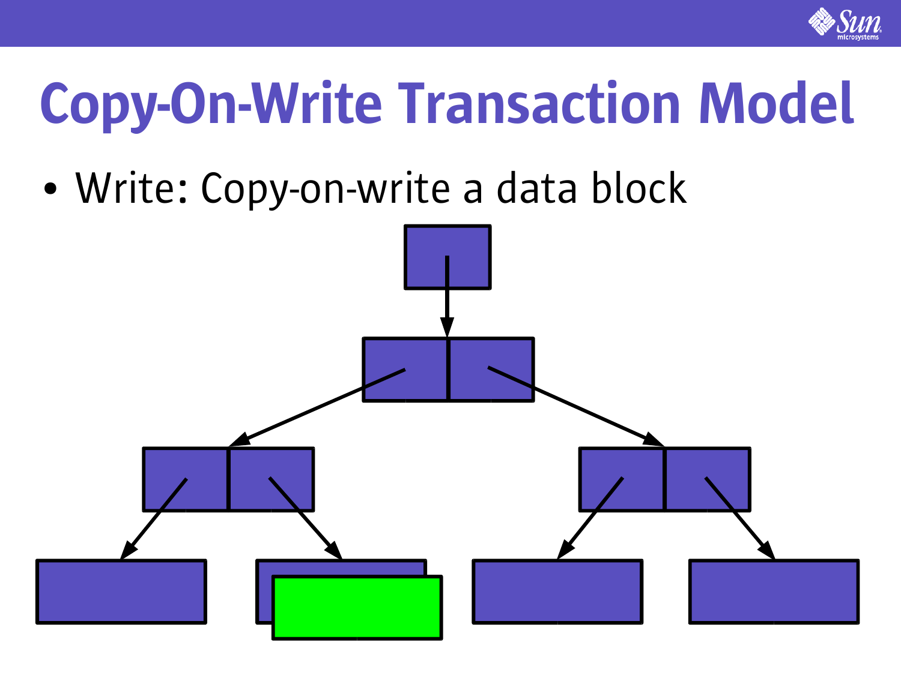# Copy-On-Write Transaction Model

- Write: Copy-on-write a data block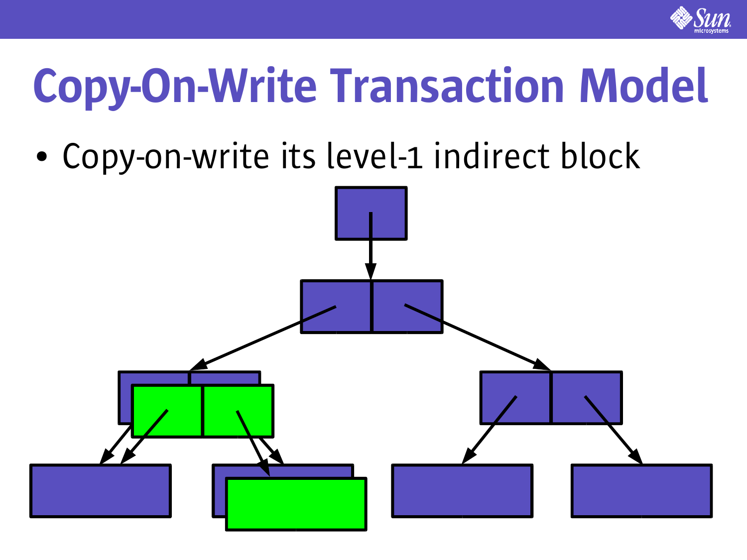# Copy-On-Write Transaction Model

- Copy-on-write its level-1 indirect block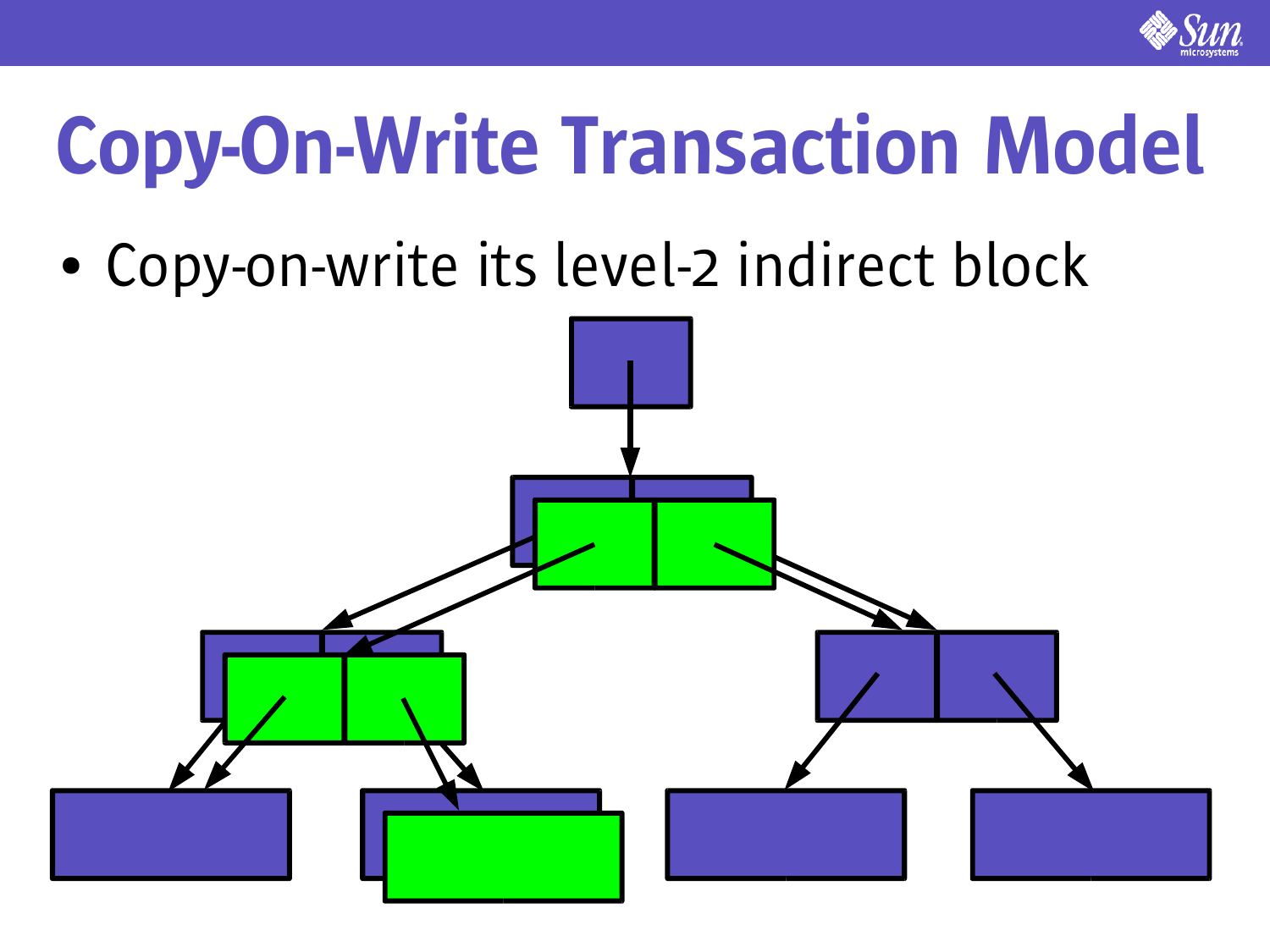# Copy-On-Write Transaction Model

- Copy-on-write its level-2 indirect block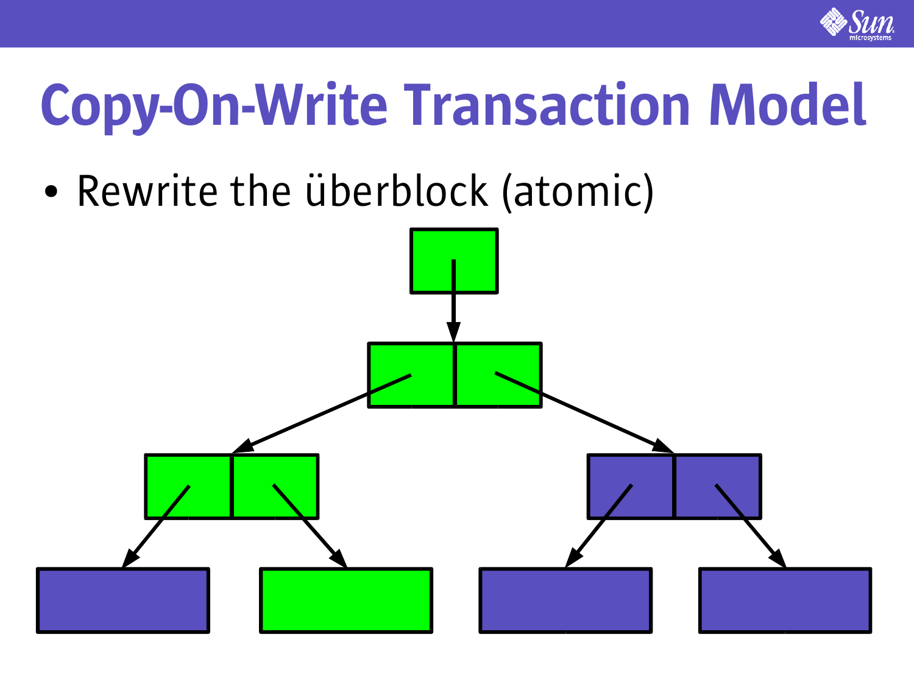# Copy-On-Write Transaction Model

- Rewrite the überblock (atomic)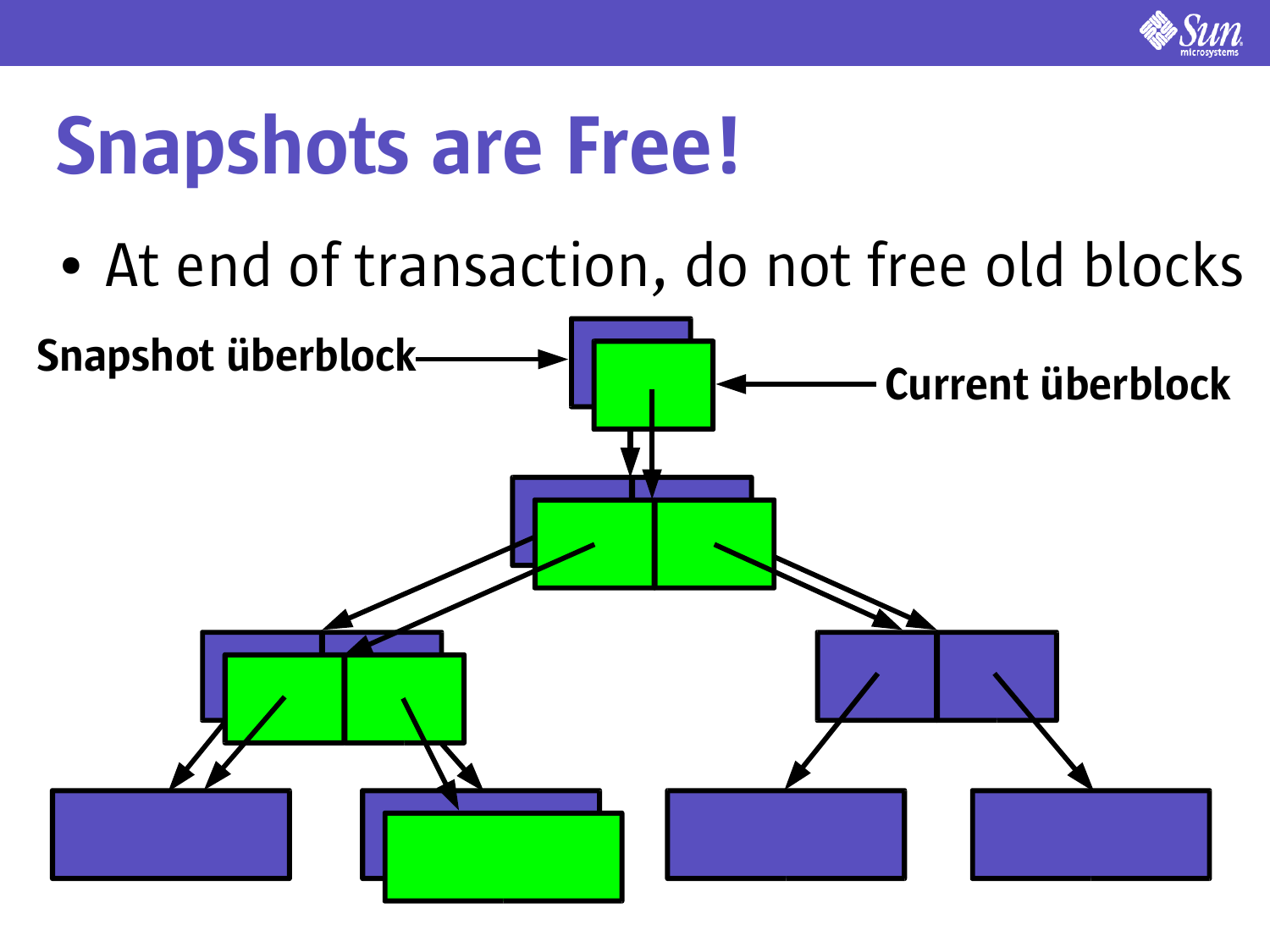# Snapshots are Free!

- At end of transaction, do not free old blocks

Snapshot überblock

Current überblock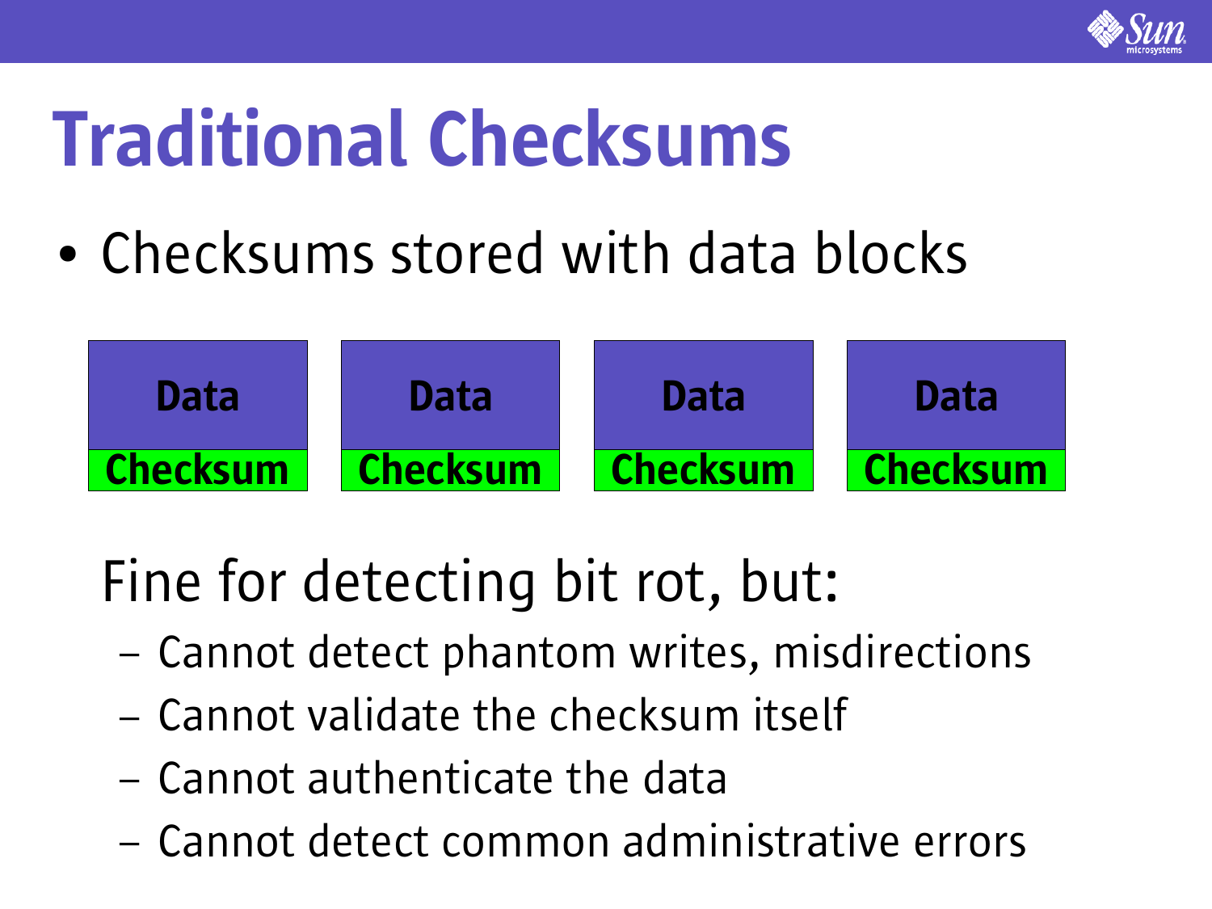# Traditional Checksums

- Checksums stored with data blocks

| Data | Data | Data | Data |
| --- | --- | --- | --- |
| Checksum | Checksum | Checksum | Checksum |

Fine for detecting bit rot, but:

- Cannot detect phantom writes, misdirections
- Cannot validate the checksum itself
- Cannot authenticate the data
- Cannot detect common administrative errors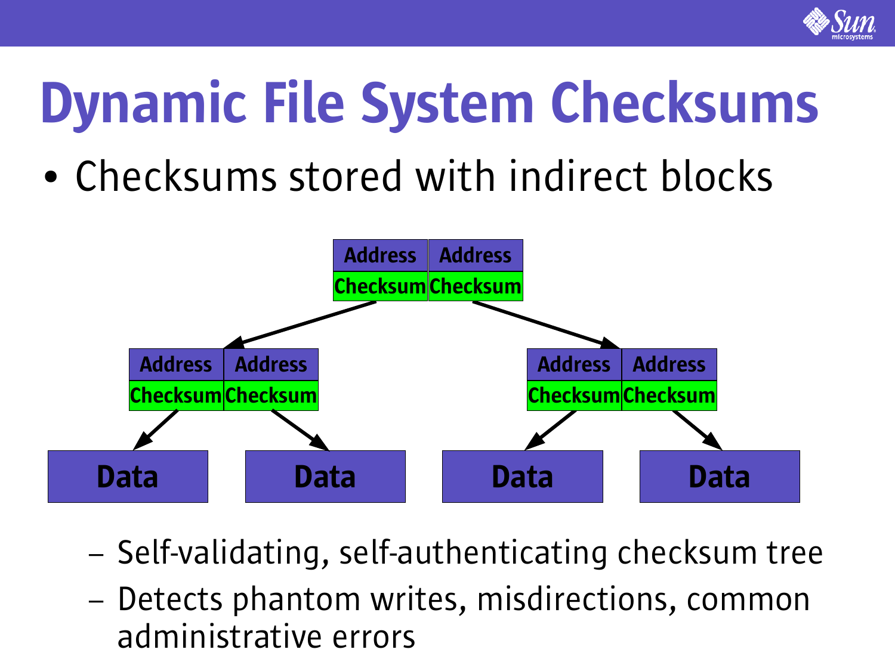# Dynamic File System Checksums

- Checksums stored with indirect blocks

| Address | Address |
| --- | --- |
| Checksum | Checksum |

| Address | Address |
| --- | --- |
| Checksum | Checksum |

| Address | Address |
| --- | --- |
| Checksum | Checksum |

Data | Data | Data | Data

  - Self-validating, self-authenticating checksum tree
  - Detects phantom writes, misdirections, common administrative errors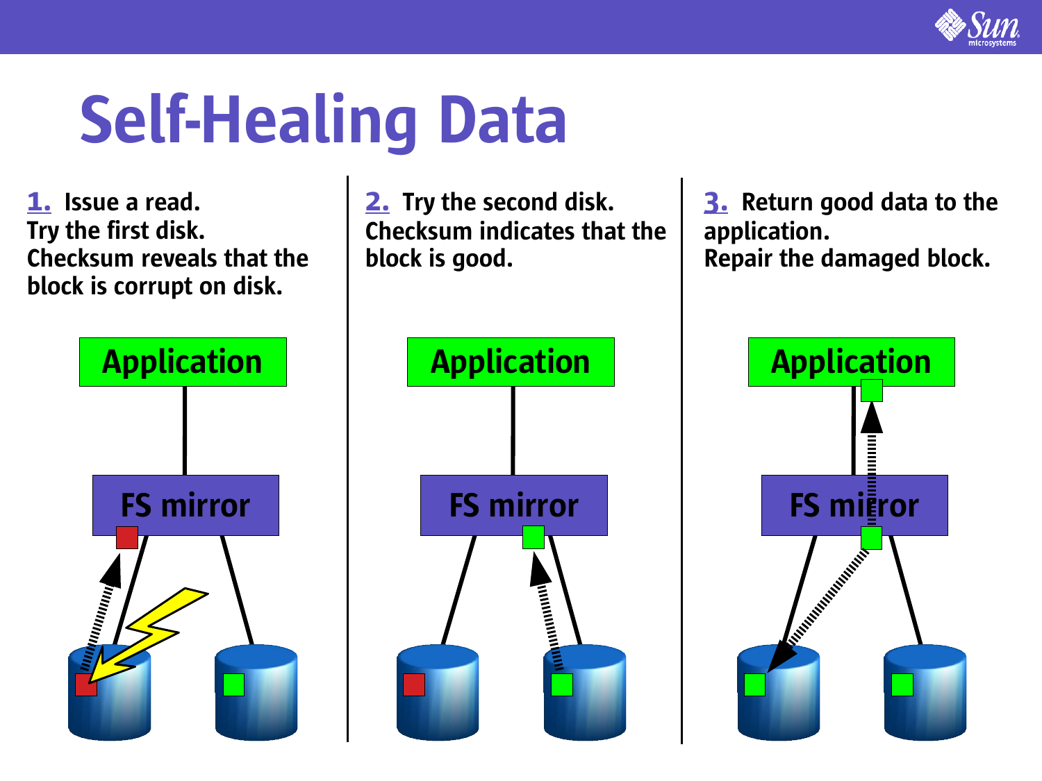# Self-Healing Data

**1.** Issue a read.
Try the first disk.
Checksum reveals that the block is corrupt on disk.

**2.** Try the second disk.
Checksum indicates that the block is good.

**3.** Return good data to the application.
Repair the damaged block.

Application

FS mirror

Application

FS mirror

Application

FS mirror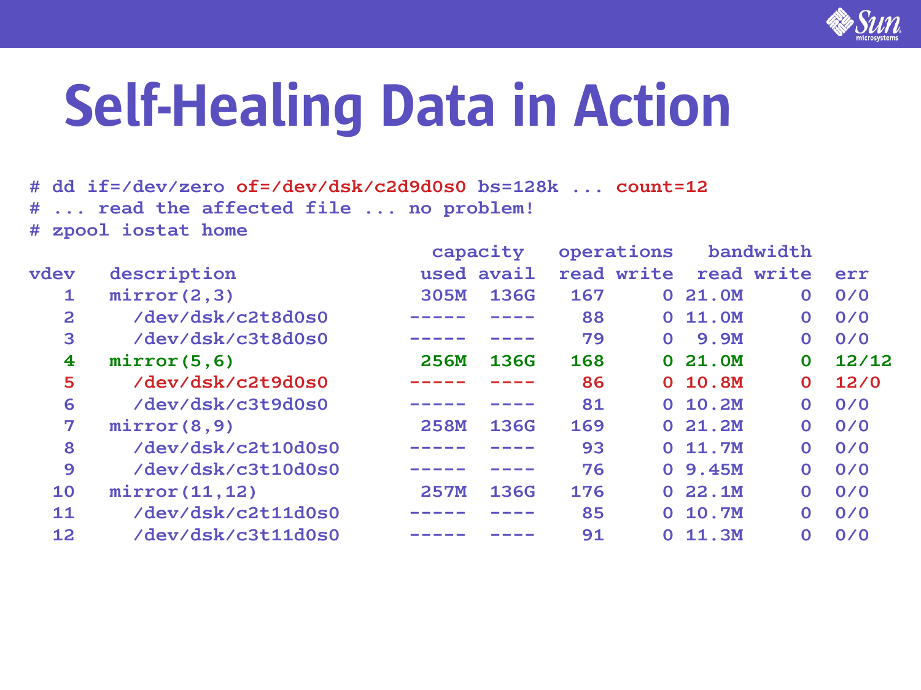# Self-Healing Data in Action

```
# dd if=/dev/zero of=/dev/dsk/c2d9d0s0 bs=128k ... count=12
# ... read the affected file ... no problem!
# zpool iostat home
                                      capacity   operations    bandwidth
vdev    description                  used avail  read write  read write   err
   1    mirror(2,3)                  305M  136G   167     0 21.0M     0   0/0
   2      /dev/dsk/c2t8d0s0         ----- ----     88     0 11.0M     0   0/0
   3      /dev/dsk/c3t8d0s0         ----- ----     79     0  9.9M     0   0/0
   4    mirror(5,6)                  256M  136G   168     0 21.0M     0   12/12
   5      /dev/dsk/c2t9d0s0         ----- ----     86     0 10.8M     0   12/0
   6      /dev/dsk/c3t9d0s0         ----- ----     81     0 10.2M     0   0/0
   7    mirror(8,9)                  258M  136G   169     0 21.2M     0   0/0
   8      /dev/dsk/c2t10d0s0        ----- ----     93     0 11.7M     0   0/0
   9      /dev/dsk/c3t10d0s0        ----- ----     76     0 9.45M     0   0/0
  10    mirror(11,12)                257M  136G   176     0 22.1M     0   0/0
  11      /dev/dsk/c2t11d0s0        ----- ----     85     0 10.7M     0   0/0
  12      /dev/dsk/c3t11d0s0        ----- ----     91     0 11.3M     0   0/0
```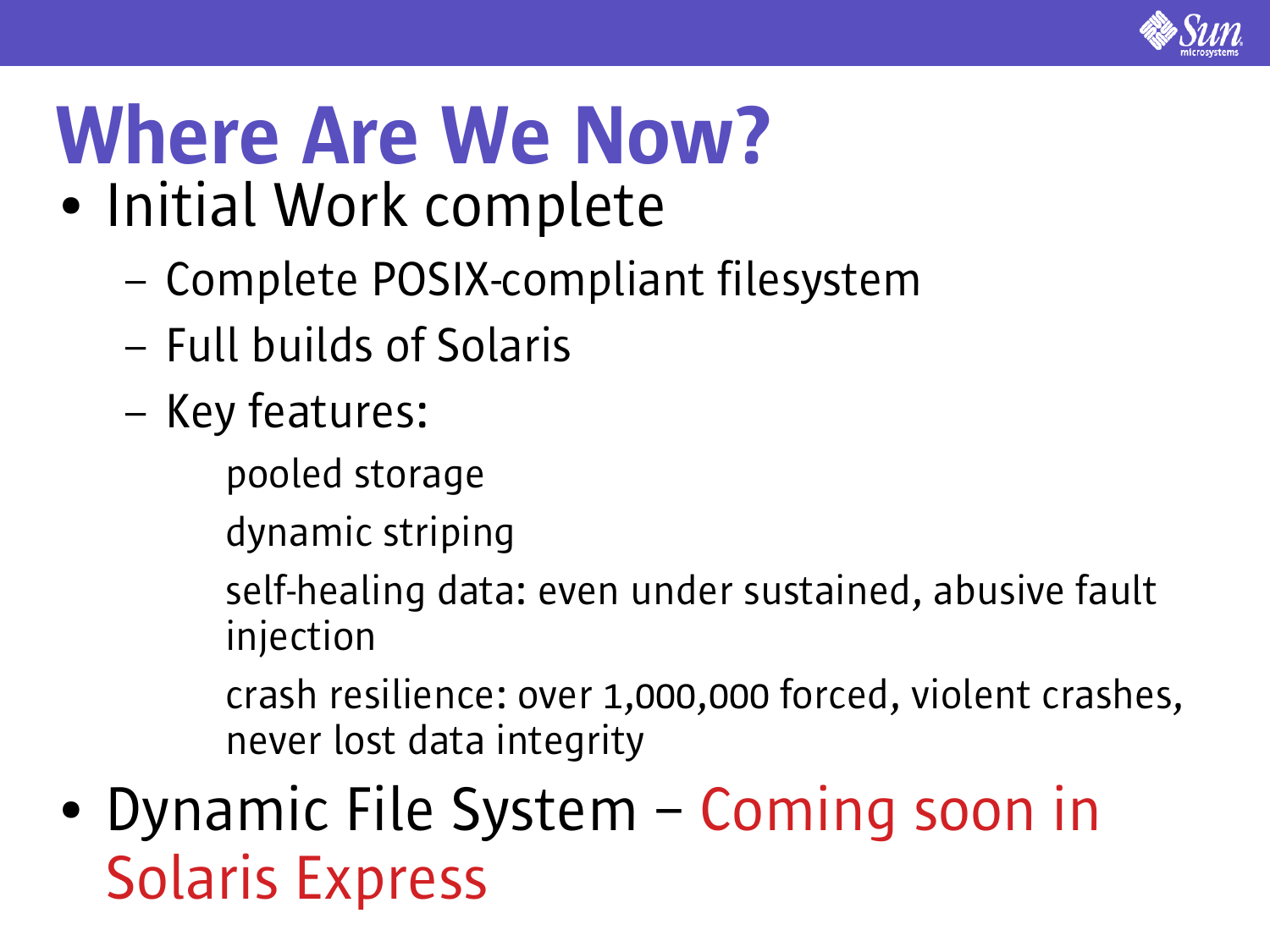# Where Are We Now?

- Initial Work complete
  - Complete POSIX-compliant filesystem
  - Full builds of Solaris
  - Key features:
    - pooled storage
    - dynamic striping
    - self-healing data: even under sustained, abusive fault injection
    - crash resilience: over 1,000,000 forced, violent crashes, never lost data integrity
- Dynamic File System – Coming soon in Solaris Express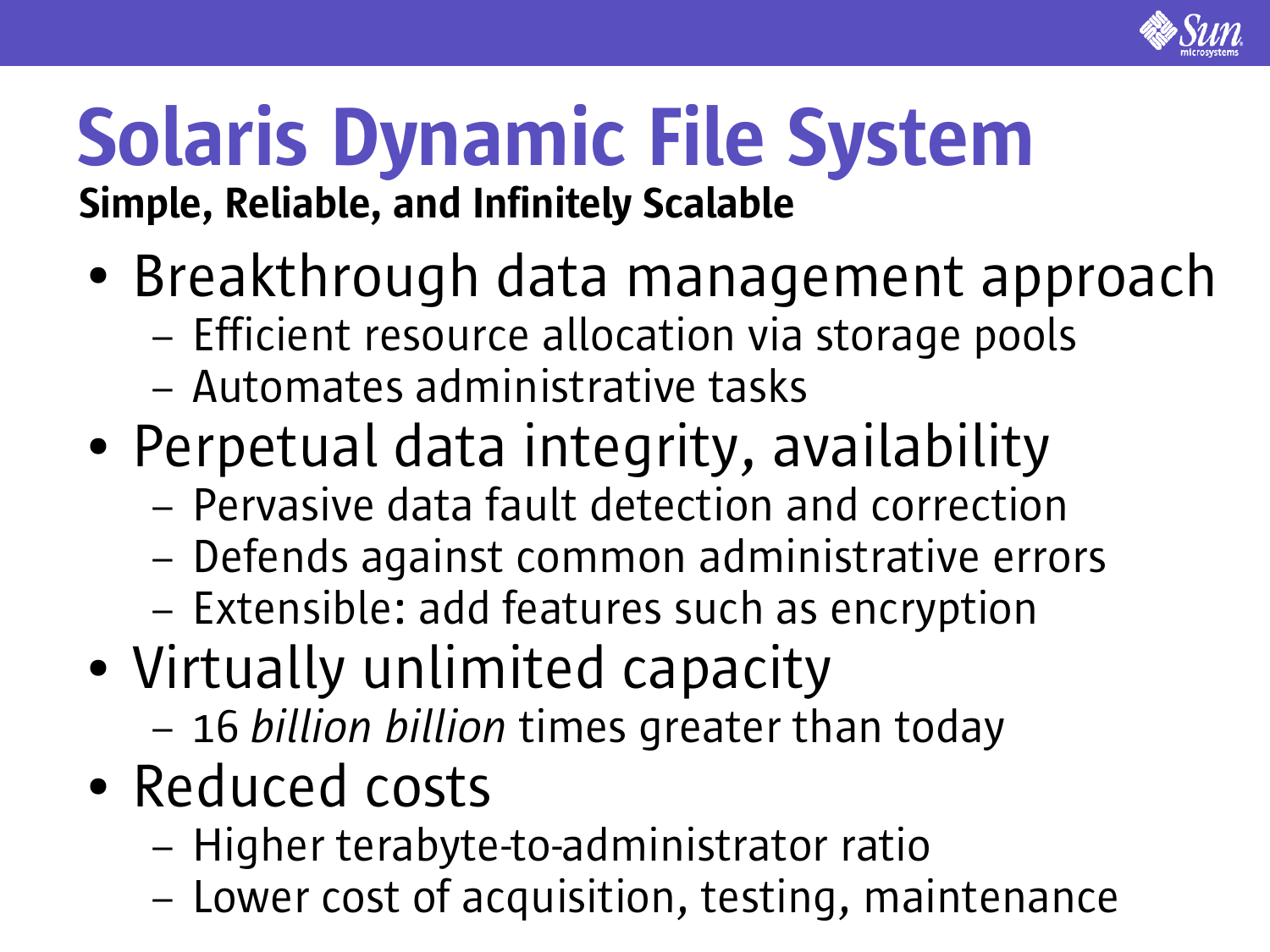# Solaris Dynamic File System

**Simple, Reliable, and Infinitely Scalable**

- Breakthrough data management approach
  - Efficient resource allocation via storage pools
  - Automates administrative tasks
- Perpetual data integrity, availability
  - Pervasive data fault detection and correction
  - Defends against common administrative errors
  - Extensible: add features such as encryption
- Virtually unlimited capacity
  - 16 *billion billion* times greater than today
- Reduced costs
  - Higher terabyte-to-administrator ratio
  - Lower cost of acquisition, testing, maintenance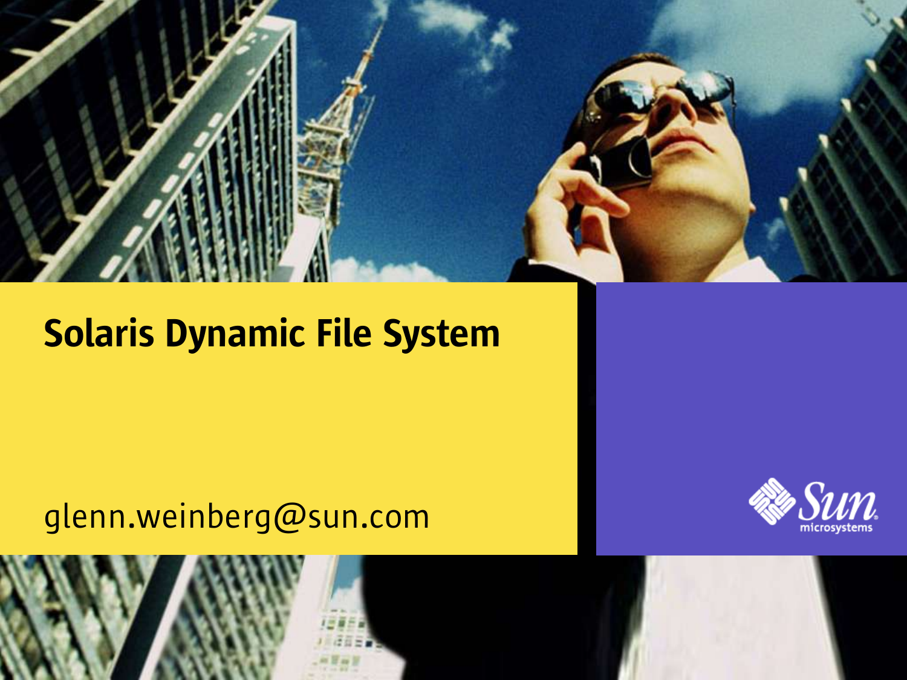# Solaris Dynamic File System

glenn.weinberg@sun.com